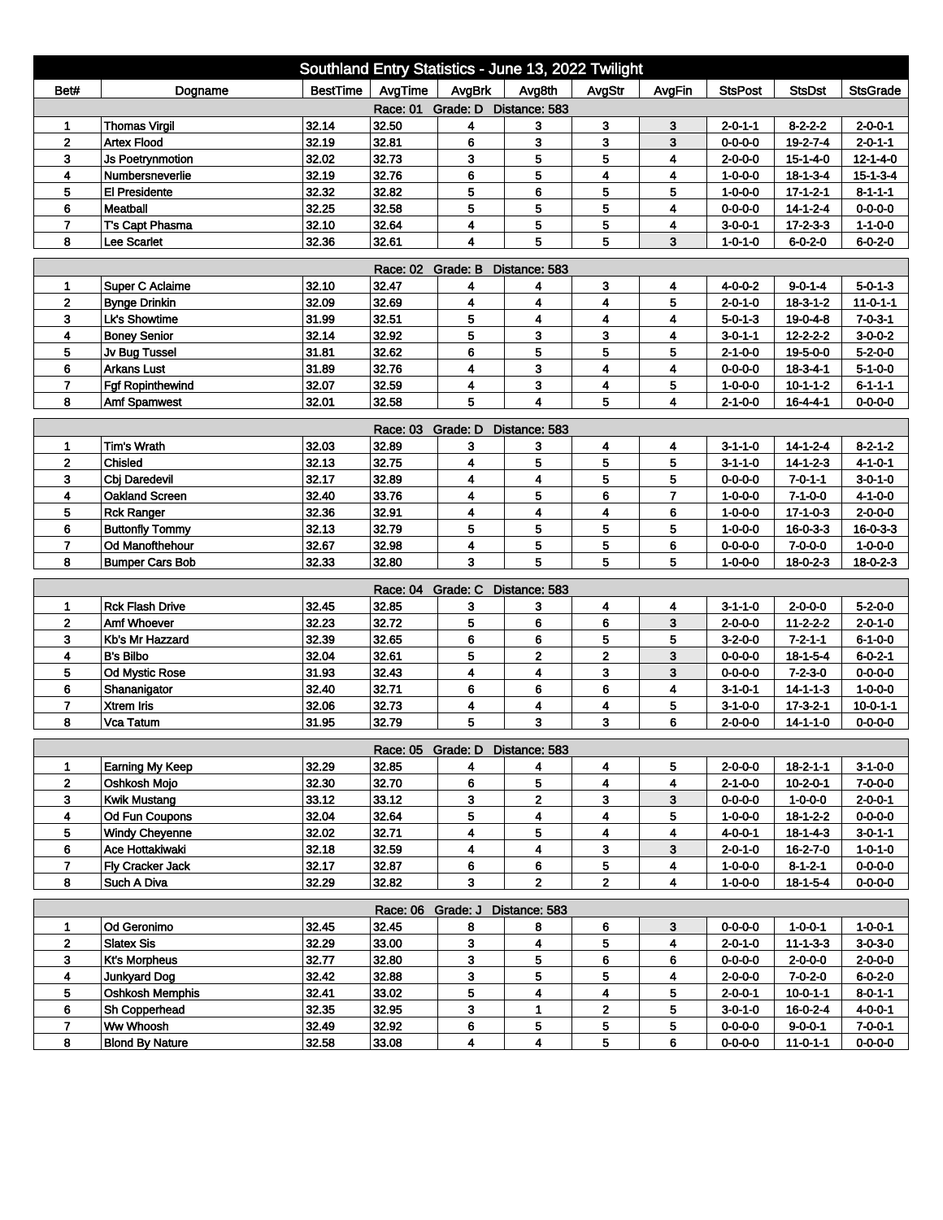# Southland Entry Statistics - June 13, 2022 Twilight

| Bet# | Dogname | BestTime | AvgTime | AvgBrk | Avg8th | AvgStr | AvgFin | StsPost | StsDst | StsGrade |
|---|---|---|---|---|---|---|---|---|---|---|
| Race: 01 Grade: D Distance: 583 | | | | | | | | | | |
| 1 | Thomas Virgil | 32.14 | 32.50 | 4 | 3 | 3 | 3 | 2-0-1-1 | 8-2-2-2 | 2-0-0-1 |
| 2 | Artex Flood | 32.19 | 32.81 | 6 | 3 | 3 | 3 | 0-0-0-0 | 19-2-7-4 | 2-0-1-1 |
| 3 | Js Poetrynmotion | 32.02 | 32.73 | 3 | 5 | 5 | 4 | 2-0-0-0 | 15-1-4-0 | 12-1-4-0 |
| 4 | Numbersneverlie | 32.19 | 32.76 | 6 | 5 | 4 | 4 | 1-0-0-0 | 18-1-3-4 | 15-1-3-4 |
| 5 | El Presidente | 32.32 | 32.82 | 5 | 6 | 5 | 5 | 1-0-0-0 | 17-1-2-1 | 8-1-1-1 |
| 6 | Meatball | 32.25 | 32.58 | 5 | 5 | 5 | 4 | 0-0-0-0 | 14-1-2-4 | 0-0-0-0 |
| 7 | T's Capt Phasma | 32.10 | 32.64 | 4 | 5 | 5 | 4 | 3-0-0-1 | 17-2-3-3 | 1-1-0-0 |
| 8 | Lee Scarlet | 32.36 | 32.61 | 4 | 5 | 5 | 3 | 1-0-1-0 | 6-0-2-0 | 6-0-2-0 |
| Race: 02 Grade: B Distance: 583 | | | | | | | | | | |
| 1 | Super C Aclaime | 32.10 | 32.47 | 4 | 4 | 3 | 4 | 4-0-0-2 | 9-0-1-4 | 5-0-1-3 |
| 2 | Bynge Drinkin | 32.09 | 32.69 | 4 | 4 | 4 | 5 | 2-0-1-0 | 18-3-1-2 | 11-0-1-1 |
| 3 | Lk's Showtime | 31.99 | 32.51 | 5 | 4 | 4 | 4 | 5-0-1-3 | 19-0-4-8 | 7-0-3-1 |
| 4 | Boney Senior | 32.14 | 32.92 | 5 | 3 | 3 | 4 | 3-0-1-1 | 12-2-2-2 | 3-0-0-2 |
| 5 | Jv Bug Tussel | 31.81 | 32.62 | 6 | 5 | 5 | 5 | 2-1-0-0 | 19-5-0-0 | 5-2-0-0 |
| 6 | Arkans Lust | 31.89 | 32.76 | 4 | 3 | 4 | 4 | 0-0-0-0 | 18-3-4-1 | 5-1-0-0 |
| 7 | Fgf Ropinthewind | 32.07 | 32.59 | 4 | 3 | 4 | 5 | 1-0-0-0 | 10-1-1-2 | 6-1-1-1 |
| 8 | Amf Spamwest | 32.01 | 32.58 | 5 | 4 | 5 | 4 | 2-1-0-0 | 16-4-4-1 | 0-0-0-0 |
| Race: 03 Grade: D Distance: 583 | | | | | | | | | | |
| 1 | Tim's Wrath | 32.03 | 32.89 | 3 | 3 | 4 | 4 | 3-1-1-0 | 14-1-2-4 | 8-2-1-2 |
| 2 | Chisled | 32.13 | 32.75 | 4 | 5 | 5 | 5 | 3-1-1-0 | 14-1-2-3 | 4-1-0-1 |
| 3 | Cbj Daredevil | 32.17 | 32.89 | 4 | 4 | 5 | 5 | 0-0-0-0 | 7-0-1-1 | 3-0-1-0 |
| 4 | Oakland Screen | 32.40 | 33.76 | 4 | 5 | 6 | 7 | 1-0-0-0 | 7-1-0-0 | 4-1-0-0 |
| 5 | Rck Ranger | 32.36 | 32.91 | 4 | 4 | 4 | 6 | 1-0-0-0 | 17-1-0-3 | 2-0-0-0 |
| 6 | Buttonfly Tommy | 32.13 | 32.79 | 5 | 5 | 5 | 5 | 1-0-0-0 | 16-0-3-3 | 16-0-3-3 |
| 7 | Od Manofthehour | 32.67 | 32.98 | 4 | 5 | 5 | 6 | 0-0-0-0 | 7-0-0-0 | 1-0-0-0 |
| 8 | Bumper Cars Bob | 32.33 | 32.80 | 3 | 5 | 5 | 5 | 1-0-0-0 | 18-0-2-3 | 18-0-2-3 |
| Race: 04 Grade: C Distance: 583 | | | | | | | | | | |
| 1 | Rck Flash Drive | 32.45 | 32.85 | 3 | 3 | 4 | 4 | 3-1-1-0 | 2-0-0-0 | 5-2-0-0 |
| 2 | Amf Whoever | 32.23 | 32.72 | 5 | 6 | 6 | 3 | 2-0-0-0 | 11-2-2-2 | 2-0-1-0 |
| 3 | Kb's Mr Hazzard | 32.39 | 32.65 | 6 | 6 | 5 | 5 | 3-2-0-0 | 7-2-1-1 | 6-1-0-0 |
| 4 | B's Bilbo | 32.04 | 32.61 | 5 | 2 | 2 | 3 | 0-0-0-0 | 18-1-5-4 | 6-0-2-1 |
| 5 | Od Mystic Rose | 31.93 | 32.43 | 4 | 4 | 3 | 3 | 0-0-0-0 | 7-2-3-0 | 0-0-0-0 |
| 6 | Shananigator | 32.40 | 32.71 | 6 | 6 | 6 | 4 | 3-1-0-1 | 14-1-1-3 | 1-0-0-0 |
| 7 | Xtrem Iris | 32.06 | 32.73 | 4 | 4 | 4 | 5 | 3-1-0-0 | 17-3-2-1 | 10-0-1-1 |
| 8 | Vca Tatum | 31.95 | 32.79 | 5 | 3 | 3 | 6 | 2-0-0-0 | 14-1-1-0 | 0-0-0-0 |
| Race: 05 Grade: D Distance: 583 | | | | | | | | | | |
| 1 | Earning My Keep | 32.29 | 32.85 | 4 | 4 | 4 | 5 | 2-0-0-0 | 18-2-1-1 | 3-1-0-0 |
| 2 | Oshkosh Mojo | 32.30 | 32.70 | 6 | 5 | 4 | 4 | 2-1-0-0 | 10-2-0-1 | 7-0-0-0 |
| 3 | Kwik Mustang | 33.12 | 33.12 | 3 | 2 | 3 | 3 | 0-0-0-0 | 1-0-0-0 | 2-0-0-1 |
| 4 | Od Fun Coupons | 32.04 | 32.64 | 5 | 4 | 4 | 5 | 1-0-0-0 | 18-1-2-2 | 0-0-0-0 |
| 5 | Windy Cheyenne | 32.02 | 32.71 | 4 | 5 | 4 | 4 | 4-0-0-1 | 18-1-4-3 | 3-0-1-1 |
| 6 | Ace Hottakiwaki | 32.18 | 32.59 | 4 | 4 | 3 | 3 | 2-0-1-0 | 16-2-7-0 | 1-0-1-0 |
| 7 | Fly Cracker Jack | 32.17 | 32.87 | 6 | 6 | 5 | 4 | 1-0-0-0 | 8-1-2-1 | 0-0-0-0 |
| 8 | Such A Diva | 32.29 | 32.82 | 3 | 2 | 2 | 4 | 1-0-0-0 | 18-1-5-4 | 0-0-0-0 |
| Race: 06 Grade: J Distance: 583 | | | | | | | | | | |
| 1 | Od Geronimo | 32.45 | 32.45 | 8 | 8 | 6 | 3 | 0-0-0-0 | 1-0-0-1 | 1-0-0-1 |
| 2 | Slatex Sis | 32.29 | 33.00 | 3 | 4 | 5 | 4 | 2-0-1-0 | 11-1-3-3 | 3-0-3-0 |
| 3 | Kt's Morpheus | 32.77 | 32.80 | 3 | 5 | 6 | 6 | 0-0-0-0 | 2-0-0-0 | 2-0-0-0 |
| 4 | Junkyard Dog | 32.42 | 32.88 | 3 | 5 | 5 | 4 | 2-0-0-0 | 7-0-2-0 | 6-0-2-0 |
| 5 | Oshkosh Memphis | 32.41 | 33.02 | 5 | 4 | 4 | 5 | 2-0-0-1 | 10-0-1-1 | 8-0-1-1 |
| 6 | Sh Copperhead | 32.35 | 32.95 | 3 | 1 | 2 | 5 | 3-0-1-0 | 16-0-2-4 | 4-0-0-1 |
| 7 | Ww Whoosh | 32.49 | 32.92 | 6 | 5 | 5 | 5 | 0-0-0-0 | 9-0-0-1 | 7-0-0-1 |
| 8 | Blond By Nature | 32.58 | 33.08 | 4 | 4 | 5 | 6 | 0-0-0-0 | 11-0-1-1 | 0-0-0-0 |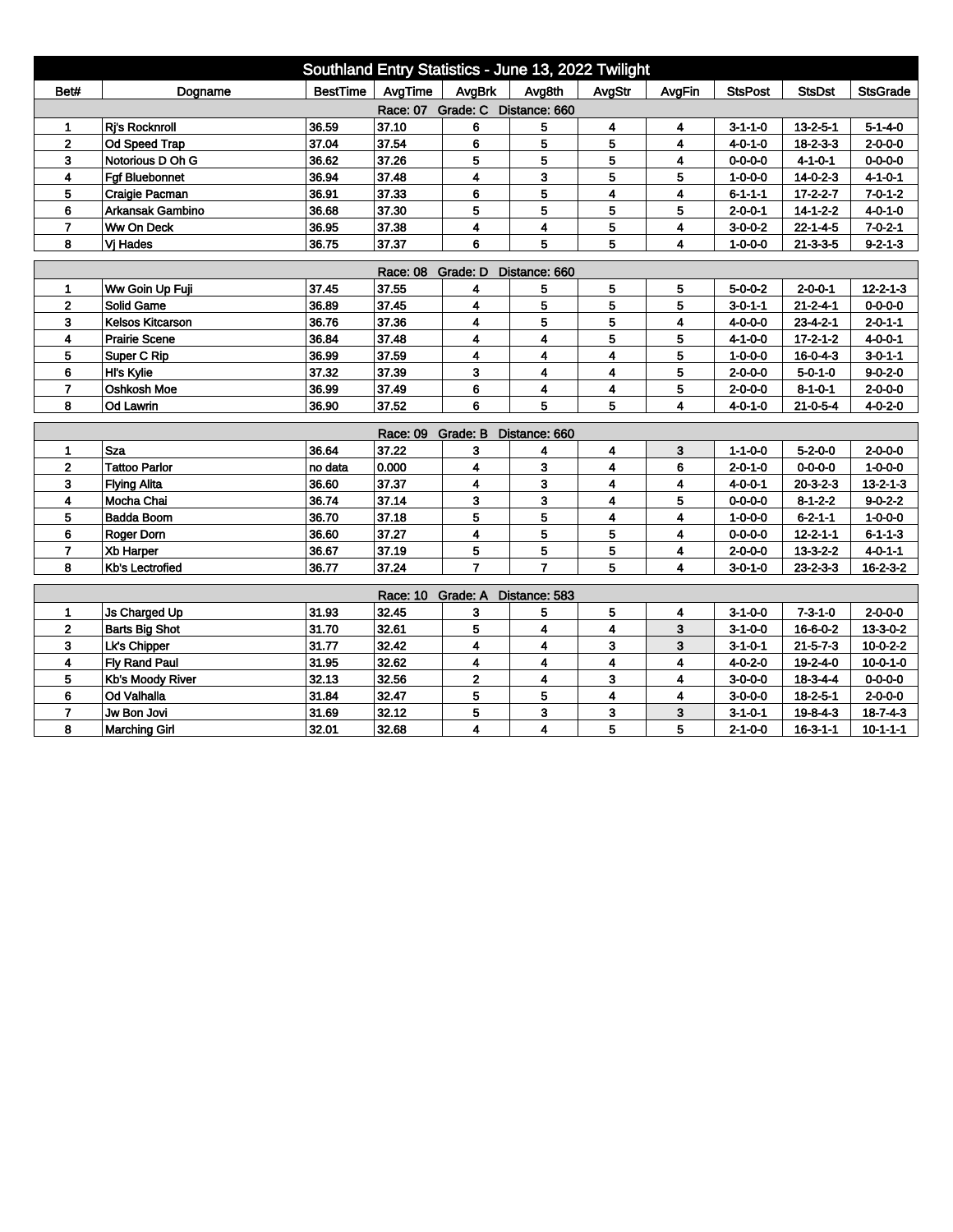# Southland Entry Statistics - June 13, 2022 Twilight

| Bet# | Dogname | BestTime | AvgTime | AvgBrk | Avg8th | AvgStr | AvgFin | StsPost | StsDst | StsGrade |
|---|---|---|---|---|---|---|---|---|---|---|
| Race: 07 Grade: C Distance: 660 | | | | | | | | | | |
| 1 | Rj's Rocknroll | 36.59 | 37.10 | 6 | 5 | 4 | 4 | 3-1-1-0 | 13-2-5-1 | 5-1-4-0 |
| 2 | Od Speed Trap | 37.04 | 37.54 | 6 | 5 | 5 | 4 | 4-0-1-0 | 18-2-3-3 | 2-0-0-0 |
| 3 | Notorious D Oh G | 36.62 | 37.26 | 5 | 5 | 5 | 4 | 0-0-0-0 | 4-1-0-1 | 0-0-0-0 |
| 4 | Fgf Bluebonnet | 36.94 | 37.48 | 4 | 3 | 5 | 5 | 1-0-0-0 | 14-0-2-3 | 4-1-0-1 |
| 5 | Craigie Pacman | 36.91 | 37.33 | 6 | 5 | 4 | 4 | 6-1-1-1 | 17-2-2-7 | 7-0-1-2 |
| 6 | Arkansak Gambino | 36.68 | 37.30 | 5 | 5 | 5 | 5 | 2-0-0-1 | 14-1-2-2 | 4-0-1-0 |
| 7 | Ww On Deck | 36.95 | 37.38 | 4 | 4 | 5 | 4 | 3-0-0-2 | 22-1-4-5 | 7-0-2-1 |
| 8 | Vj Hades | 36.75 | 37.37 | 6 | 5 | 5 | 4 | 1-0-0-0 | 21-3-3-5 | 9-2-1-3 |
| Race: 08 Grade: D Distance: 660 | | | | | | | | | | |
| 1 | Ww Goin Up Fuji | 37.45 | 37.55 | 4 | 5 | 5 | 5 | 5-0-0-2 | 2-0-0-1 | 12-2-1-3 |
| 2 | Solid Game | 36.89 | 37.45 | 4 | 5 | 5 | 5 | 3-0-1-1 | 21-2-4-1 | 0-0-0-0 |
| 3 | Kelsos Kitcarson | 36.76 | 37.36 | 4 | 5 | 5 | 4 | 4-0-0-0 | 23-4-2-1 | 2-0-1-1 |
| 4 | Prairie Scene | 36.84 | 37.48 | 4 | 4 | 5 | 5 | 4-1-0-0 | 17-2-1-2 | 4-0-0-1 |
| 5 | Super C Rip | 36.99 | 37.59 | 4 | 4 | 4 | 5 | 1-0-0-0 | 16-0-4-3 | 3-0-1-1 |
| 6 | Hl's Kylie | 37.32 | 37.39 | 3 | 4 | 4 | 5 | 2-0-0-0 | 5-0-1-0 | 9-0-2-0 |
| 7 | Oshkosh Moe | 36.99 | 37.49 | 6 | 4 | 4 | 5 | 2-0-0-0 | 8-1-0-1 | 2-0-0-0 |
| 8 | Od Lawrin | 36.90 | 37.52 | 6 | 5 | 5 | 4 | 4-0-1-0 | 21-0-5-4 | 4-0-2-0 |
| Race: 09 Grade: B Distance: 660 | | | | | | | | | | |
| 1 | Sza | 36.64 | 37.22 | 3 | 4 | 4 | 3 | 1-1-0-0 | 5-2-0-0 | 2-0-0-0 |
| 2 | Tattoo Parlor | no data | 0.000 | 4 | 3 | 4 | 6 | 2-0-1-0 | 0-0-0-0 | 1-0-0-0 |
| 3 | Flying Alita | 36.60 | 37.37 | 4 | 4 | 4 | 4 | 4-0-0-1 | 20-3-2-3 | 13-2-1-3 |
| 4 | Mocha Chai | 36.74 | 37.14 | 3 | 3 | 4 | 5 | 0-0-0-0 | 8-1-2-2 | 9-0-2-2 |
| 5 | Badda Boom | 36.70 | 37.18 | 5 | 5 | 4 | 4 | 1-0-0-0 | 6-2-1-1 | 1-0-0-0 |
| 6 | Roger Dorn | 36.60 | 37.27 | 4 | 5 | 5 | 4 | 0-0-0-0 | 12-2-1-1 | 6-1-1-3 |
| 7 | Xb Harper | 36.67 | 37.19 | 5 | 5 | 5 | 4 | 2-0-0-0 | 13-3-2-2 | 4-0-1-1 |
| 8 | Kb's Lectrofied | 36.77 | 37.24 | 7 | 7 | 5 | 4 | 3-0-1-0 | 23-2-3-3 | 16-2-3-2 |
| Race: 10 Grade: A Distance: 583 | | | | | | | | | | |
| 1 | Js Charged Up | 31.93 | 32.45 | 3 | 5 | 5 | 4 | 3-1-0-0 | 7-3-1-0 | 2-0-0-0 |
| 2 | Barts Big Shot | 31.70 | 32.61 | 5 | 4 | 4 | 3 | 3-1-0-0 | 16-6-0-2 | 13-3-0-2 |
| 3 | Lk's Chipper | 31.77 | 32.42 | 4 | 4 | 3 | 3 | 3-1-0-1 | 21-5-7-3 | 10-0-2-2 |
| 4 | Fly Rand Paul | 31.95 | 32.62 | 4 | 4 | 4 | 4 | 4-0-2-0 | 19-2-4-0 | 10-0-1-0 |
| 5 | Kb's Moody River | 32.13 | 32.56 | 2 | 4 | 3 | 4 | 3-0-0-0 | 18-3-4-4 | 0-0-0-0 |
| 6 | Od Valhalla | 31.84 | 32.47 | 5 | 5 | 4 | 4 | 3-0-0-0 | 18-2-5-1 | 2-0-0-0 |
| 7 | Jw Bon Jovi | 31.69 | 32.12 | 5 | 3 | 3 | 3 | 3-1-0-1 | 19-8-4-3 | 18-7-4-3 |
| 8 | Marching Girl | 32.01 | 32.68 | 4 | 4 | 5 | 5 | 2-1-0-0 | 16-3-1-1 | 10-1-1-1 |